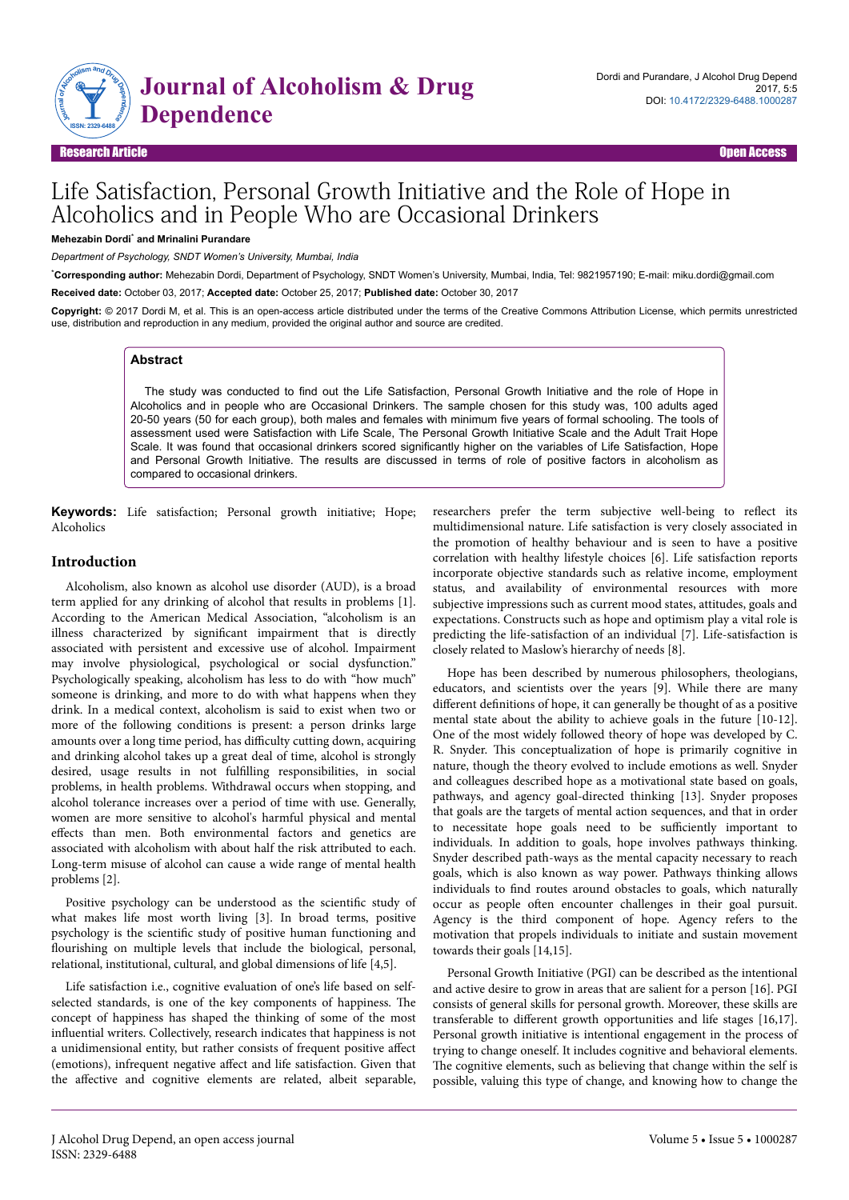# Life Satisfaction, Personal Growth Initiative and the Role of Hope in Alcoholics and in People Who are Occasional Drinkers

**Mehezabin Dordi*** **and Mrinalini Purandare**

*Department of Psychology, SNDT Women's University, Mumbai, India*

***Corresponding author:** Mehezabin Dordi, Department of Psychology, SNDT Women's University, Mumbai, India, Tel: 9821957190; E-mail: miku.dordi@gmail.com

**Received date:** October 03, 2017; **Accepted date:** October 25, 2017; **Published date:** October 30, 2017

**Copyright:** © 2017 Dordi M, et al. This is an open-access article distributed under the terms of the Creative Commons Attribution License, which permits unrestricted use, distribution and reproduction in any medium, provided the original author and source are credited.

## Abstract

The study was conducted to find out the Life Satisfaction, Personal Growth Initiative and the role of Hope in Alcoholics and in people who are Occasional Drinkers. The sample chosen for this study was, 100 adults aged 20-50 years (50 for each group), both males and females with minimum five years of formal schooling. The tools of assessment used were Satisfaction with Life Scale, The Personal Growth Initiative Scale and the Adult Trait Hope Scale. It was found that occasional drinkers scored significantly higher on the variables of Life Satisfaction, Hope and Personal Growth Initiative. The results are discussed in terms of role of positive factors in alcoholism as compared to occasional drinkers.

**Keywords:** Life satisfaction; Personal growth initiative; Hope; Alcoholics

## Introduction

Alcoholism, also known as alcohol use disorder (AUD), is a broad term applied for any drinking of alcohol that results in problems [1]. According to the American Medical Association, "alcoholism is an illness characterized by significant impairment that is directly associated with persistent and excessive use of alcohol. Impairment may involve physiological, psychological or social dysfunction." Psychologically speaking, alcoholism has less to do with "how much" someone is drinking, and more to do with what happens when they drink. In a medical context, alcoholism is said to exist when two or more of the following conditions is present: a person drinks large amounts over a long time period, has difficulty cutting down, acquiring and drinking alcohol takes up a great deal of time, alcohol is strongly desired, usage results in not fulfilling responsibilities, in social problems, in health problems. Withdrawal occurs when stopping, and alcohol tolerance increases over a period of time with use. Generally, women are more sensitive to alcohol's harmful physical and mental effects than men. Both environmental factors and genetics are associated with alcoholism with about half the risk attributed to each. Long-term misuse of alcohol can cause a wide range of mental health problems [2].

Positive psychology can be understood as the scientific study of what makes life most worth living [3]. In broad terms, positive psychology is the scientific study of positive human functioning and flourishing on multiple levels that include the biological, personal, relational, institutional, cultural, and global dimensions of life [4,5].

Life satisfaction i.e., cognitive evaluation of one's life based on self-selected standards, is one of the key components of happiness. The concept of happiness has shaped the thinking of some of the most influential writers. Collectively, research indicates that happiness is not a unidimensional entity, but rather consists of frequent positive affect (emotions), infrequent negative affect and life satisfaction. Given that the affective and cognitive elements are related, albeit separable, researchers prefer the term subjective well-being to reflect its multidimensional nature. Life satisfaction is very closely associated in the promotion of healthy behaviour and is seen to have a positive correlation with healthy lifestyle choices [6]. Life satisfaction reports incorporate objective standards such as relative income, employment status, and availability of environmental resources with more subjective impressions such as current mood states, attitudes, goals and expectations. Constructs such as hope and optimism play a vital role is predicting the life-satisfaction of an individual [7]. Life-satisfaction is closely related to Maslow's hierarchy of needs [8].

Hope has been described by numerous philosophers, theologians, educators, and scientists over the years [9]. While there are many different definitions of hope, it can generally be thought of as a positive mental state about the ability to achieve goals in the future [10-12]. One of the most widely followed theory of hope was developed by C. R. Snyder. This conceptualization of hope is primarily cognitive in nature, though the theory evolved to include emotions as well. Snyder and colleagues described hope as a motivational state based on goals, pathways, and agency goal-directed thinking [13]. Snyder proposes that goals are the targets of mental action sequences, and that in order to necessitate hope goals need to be sufficiently important to individuals. In addition to goals, hope involves pathways thinking. Snyder described path-ways as the mental capacity necessary to reach goals, which is also known as way power. Pathways thinking allows individuals to find routes around obstacles to goals, which naturally occur as people often encounter challenges in their goal pursuit. Agency is the third component of hope. Agency refers to the motivation that propels individuals to initiate and sustain movement towards their goals [14,15].

Personal Growth Initiative (PGI) can be described as the intentional and active desire to grow in areas that are salient for a person [16]. PGI consists of general skills for personal growth. Moreover, these skills are transferable to different growth opportunities and life stages [16,17]. Personal growth initiative is intentional engagement in the process of trying to change oneself. It includes cognitive and behavioral elements. The cognitive elements, such as believing that change within the self is possible, valuing this type of change, and knowing how to change the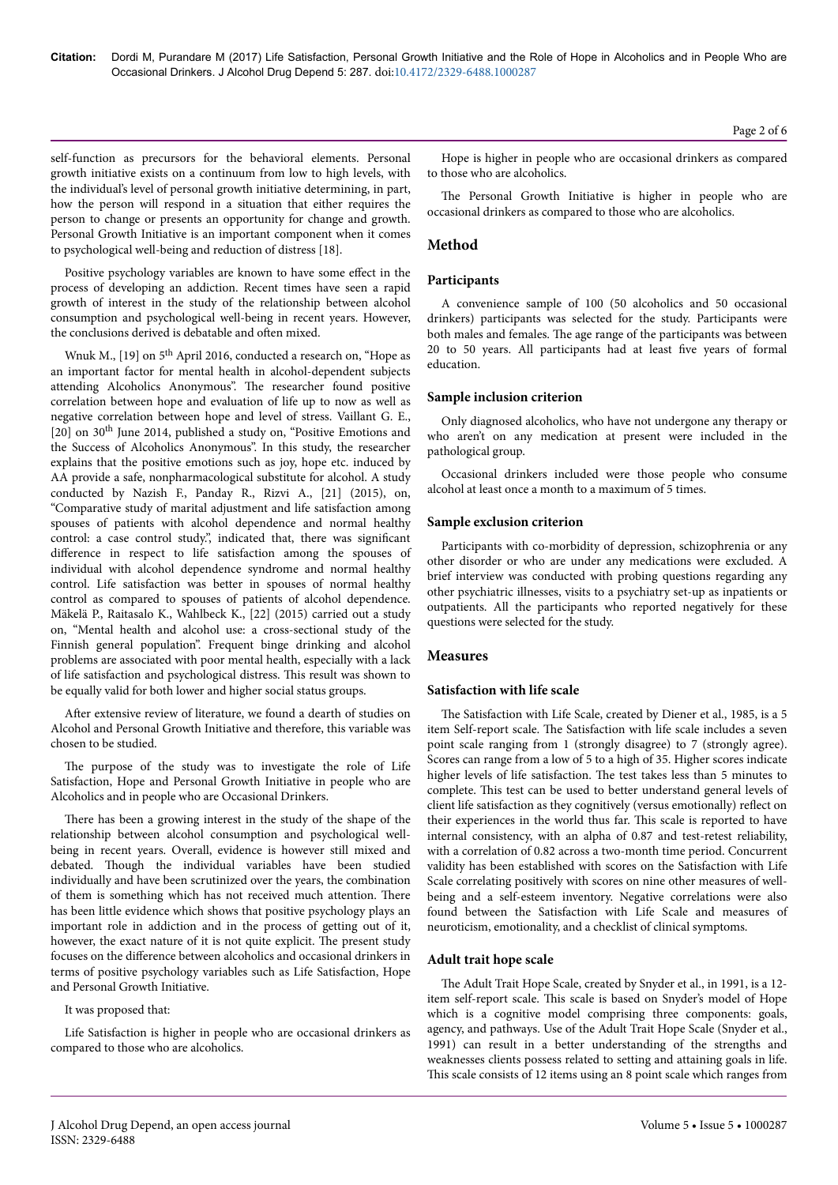self-function as precursors for the behavioral elements. Personal growth initiative exists on a continuum from low to high levels, with the individual's level of personal growth initiative determining, in part, how the person will respond in a situation that either requires the person to change or presents an opportunity for change and growth. Personal Growth Initiative is an important component when it comes to psychological well-being and reduction of distress [18].

Positive psychology variables are known to have some effect in the process of developing an addiction. Recent times have seen a rapid growth of interest in the study of the relationship between alcohol consumption and psychological well-being in recent years. However, the conclusions derived is debatable and often mixed.

Wnuk M., [19] on 5th April 2016, conducted a research on, "Hope as an important factor for mental health in alcohol-dependent subjects attending Alcoholics Anonymous". The researcher found positive correlation between hope and evaluation of life up to now as well as negative correlation between hope and level of stress. Vaillant G. E., [20] on 30th June 2014, published a study on, "Positive Emotions and the Success of Alcoholics Anonymous". In this study, the researcher explains that the positive emotions such as joy, hope etc. induced by AA provide a safe, nonpharmacological substitute for alcohol. A study conducted by Nazish F., Panday R., Rizvi A., [21] (2015), on, "Comparative study of marital adjustment and life satisfaction among spouses of patients with alcohol dependence and normal healthy control: a case control study.", indicated that, there was significant difference in respect to life satisfaction among the spouses of individual with alcohol dependence syndrome and normal healthy control. Life satisfaction was better in spouses of normal healthy control as compared to spouses of patients of alcohol dependence. Mäkelä P., Raitasalo K., Wahlbeck K., [22] (2015) carried out a study on, "Mental health and alcohol use: a cross-sectional study of the Finnish general population". Frequent binge drinking and alcohol problems are associated with poor mental health, especially with a lack of life satisfaction and psychological distress. This result was shown to be equally valid for both lower and higher social status groups.

After extensive review of literature, we found a dearth of studies on Alcohol and Personal Growth Initiative and therefore, this variable was chosen to be studied.

The purpose of the study was to investigate the role of Life Satisfaction, Hope and Personal Growth Initiative in people who are Alcoholics and in people who are Occasional Drinkers.

There has been a growing interest in the study of the shape of the relationship between alcohol consumption and psychological well-being in recent years. Overall, evidence is however still mixed and debated. Though the individual variables have been studied individually and have been scrutinized over the years, the combination of them is something which has not received much attention. There has been little evidence which shows that positive psychology plays an important role in addiction and in the process of getting out of it, however, the exact nature of it is not quite explicit. The present study focuses on the difference between alcoholics and occasional drinkers in terms of positive psychology variables such as Life Satisfaction, Hope and Personal Growth Initiative.

It was proposed that:

Life Satisfaction is higher in people who are occasional drinkers as compared to those who are alcoholics.

Hope is higher in people who are occasional drinkers as compared to those who are alcoholics.

The Personal Growth Initiative is higher in people who are occasional drinkers as compared to those who are alcoholics.

## Method

### Participants

A convenience sample of 100 (50 alcoholics and 50 occasional drinkers) participants was selected for the study. Participants were both males and females. The age range of the participants was between 20 to 50 years. All participants had at least five years of formal education.

### Sample inclusion criterion

Only diagnosed alcoholics, who have not undergone any therapy or who aren't on any medication at present were included in the pathological group.

Occasional drinkers included were those people who consume alcohol at least once a month to a maximum of 5 times.

### Sample exclusion criterion

Participants with co-morbidity of depression, schizophrenia or any other disorder or who are under any medications were excluded. A brief interview was conducted with probing questions regarding any other psychiatric illnesses, visits to a psychiatry set-up as inpatients or outpatients. All the participants who reported negatively for these questions were selected for the study.

## Measures

### Satisfaction with life scale

The Satisfaction with Life Scale, created by Diener et al., 1985, is a 5 item Self-report scale. The Satisfaction with life scale includes a seven point scale ranging from 1 (strongly disagree) to 7 (strongly agree). Scores can range from a low of 5 to a high of 35. Higher scores indicate higher levels of life satisfaction. The test takes less than 5 minutes to complete. This test can be used to better understand general levels of client life satisfaction as they cognitively (versus emotionally) reflect on their experiences in the world thus far. This scale is reported to have internal consistency, with an alpha of 0.87 and test-retest reliability, with a correlation of 0.82 across a two-month time period. Concurrent validity has been established with scores on the Satisfaction with Life Scale correlating positively with scores on nine other measures of well-being and a self-esteem inventory. Negative correlations were also found between the Satisfaction with Life Scale and measures of neuroticism, emotionality, and a checklist of clinical symptoms.

### Adult trait hope scale

The Adult Trait Hope Scale, created by Snyder et al., in 1991, is a 12-item self-report scale. This scale is based on Snyder's model of Hope which is a cognitive model comprising three components: goals, agency, and pathways. Use of the Adult Trait Hope Scale (Snyder et al., 1991) can result in a better understanding of the strengths and weaknesses clients possess related to setting and attaining goals in life. This scale consists of 12 items using an 8 point scale which ranges from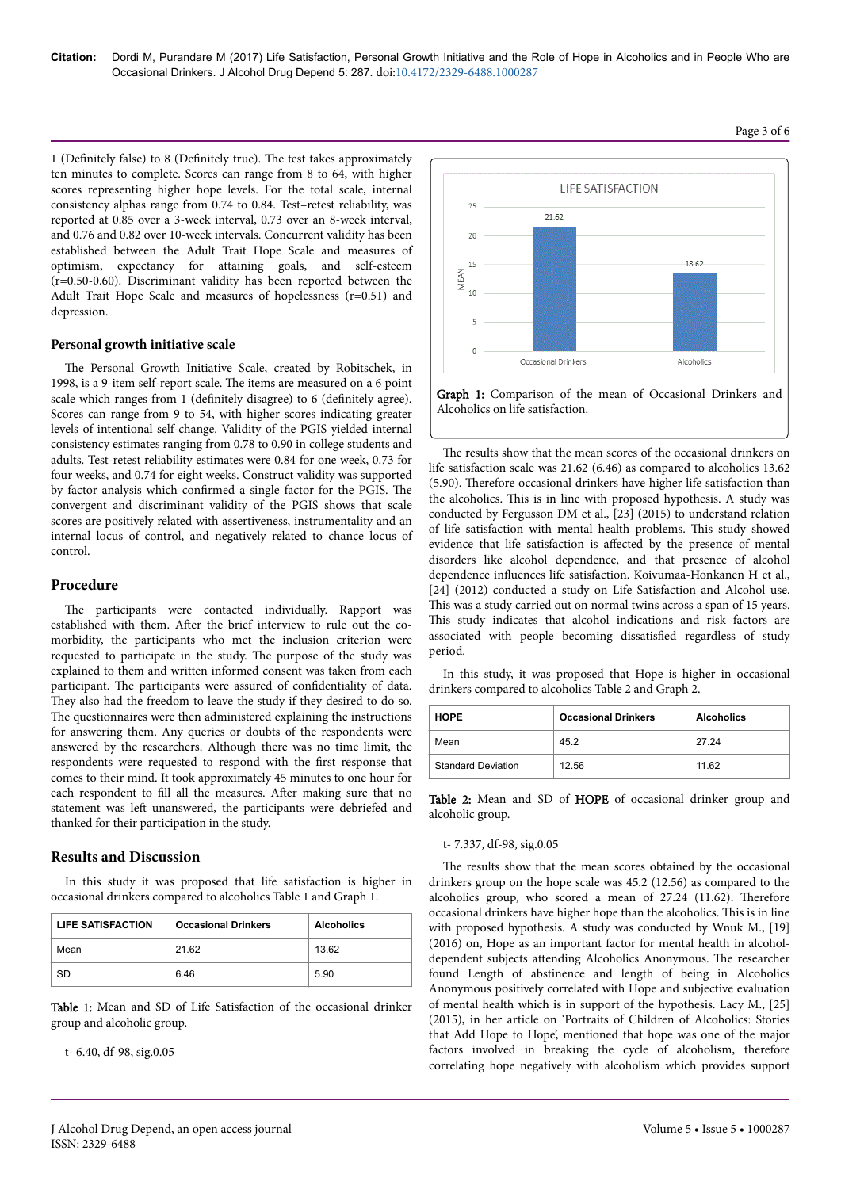1 (Definitely false) to 8 (Definitely true). The test takes approximately ten minutes to complete. Scores can range from 8 to 64, with higher scores representing higher hope levels. For the total scale, internal consistency alphas range from 0.74 to 0.84. Test–retest reliability, was reported at 0.85 over a 3-week interval, 0.73 over an 8-week interval, and 0.76 and 0.82 over 10-week intervals. Concurrent validity has been established between the Adult Trait Hope Scale and measures of optimism, expectancy for attaining goals, and self-esteem (r=0.50-0.60). Discriminant validity has been reported between the Adult Trait Hope Scale and measures of hopelessness (r=0.51) and depression.

### Personal growth initiative scale

The Personal Growth Initiative Scale, created by Robitschek, in 1998, is a 9-item self-report scale. The items are measured on a 6 point scale which ranges from 1 (definitely disagree) to 6 (definitely agree). Scores can range from 9 to 54, with higher scores indicating greater levels of intentional self-change. Validity of the PGIS yielded internal consistency estimates ranging from 0.78 to 0.90 in college students and adults. Test-retest reliability estimates were 0.84 for one week, 0.73 for four weeks, and 0.74 for eight weeks. Construct validity was supported by factor analysis which confirmed a single factor for the PGIS. The convergent and discriminant validity of the PGIS shows that scale scores are positively related with assertiveness, instrumentality and an internal locus of control, and negatively related to chance locus of control.

## Procedure

The participants were contacted individually. Rapport was established with them. After the brief interview to rule out the co-morbidity, the participants who met the inclusion criterion were requested to participate in the study. The purpose of the study was explained to them and written informed consent was taken from each participant. The participants were assured of confidentiality of data. They also had the freedom to leave the study if they desired to do so. The questionnaires were then administered explaining the instructions for answering them. Any queries or doubts of the respondents were answered by the researchers. Although there was no time limit, the respondents were requested to respond with the first response that comes to their mind. It took approximately 45 minutes to one hour for each respondent to fill all the measures. After making sure that no statement was left unanswered, the participants were debriefed and thanked for their participation in the study.

## Results and Discussion

In this study it was proposed that life satisfaction is higher in occasional drinkers compared to alcoholics Table 1 and Graph 1.

| LIFE SATISFACTION | Occasional Drinkers | Alcoholics |
|---|---|---|
| Mean | 21.62 | 13.62 |
| SD | 6.46 | 5.90 |

Table 1: Mean and SD of Life Satisfaction of the occasional drinker group and alcoholic group.

t- 6.40, df-98, sig.0.05

Graph 1: Comparison of the mean of Occasional Drinkers and Alcoholics on life satisfaction.

The results show that the mean scores of the occasional drinkers on life satisfaction scale was 21.62 (6.46) as compared to alcoholics 13.62 (5.90). Therefore occasional drinkers have higher life satisfaction than the alcoholics. This is in line with proposed hypothesis. A study was conducted by Fergusson DM et al., [23] (2015) to understand relation of life satisfaction with mental health problems. This study showed evidence that life satisfaction is affected by the presence of mental disorders like alcohol dependence, and that presence of alcohol dependence influences life satisfaction. Koivumaa-Honkanen H et al., [24] (2012) conducted a study on Life Satisfaction and Alcohol use. This was a study carried out on normal twins across a span of 15 years. This study indicates that alcohol indications and risk factors are associated with people becoming dissatisfied regardless of study period.

In this study, it was proposed that Hope is higher in occasional drinkers compared to alcoholics Table 2 and Graph 2.

| HOPE | Occasional Drinkers | Alcoholics |
|---|---|---|
| Mean | 45.2 | 27.24 |
| Standard Deviation | 12.56 | 11.62 |

Table 2: Mean and SD of HOPE of occasional drinker group and alcoholic group.

t- 7.337, df-98, sig.0.05

The results show that the mean scores obtained by the occasional drinkers group on the hope scale was 45.2 (12.56) as compared to the alcoholics group, who scored a mean of 27.24 (11.62). Therefore occasional drinkers have higher hope than the alcoholics. This is in line with proposed hypothesis. A study was conducted by Wnuk M., [19] (2016) on, Hope as an important factor for mental health in alcohol-dependent subjects attending Alcoholics Anonymous. The researcher found Length of abstinence and length of being in Alcoholics Anonymous positively correlated with Hope and subjective evaluation of mental health which is in support of the hypothesis. Lacy M., [25] (2015), in her article on 'Portraits of Children of Alcoholics: Stories that Add Hope to Hope', mentioned that hope was one of the major factors involved in breaking the cycle of alcoholism, therefore correlating hope negatively with alcoholism which provides support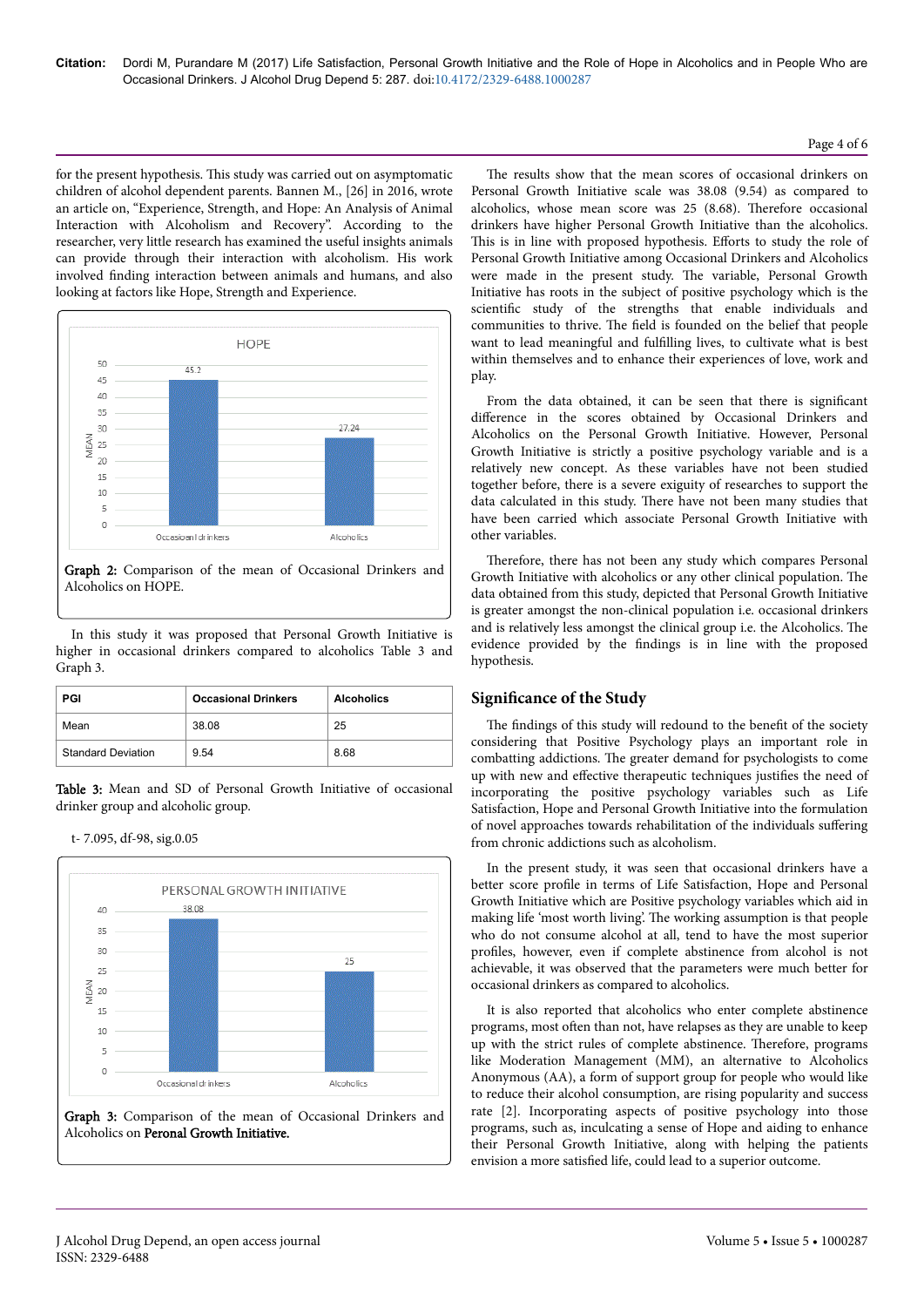for the present hypothesis. This study was carried out on asymptomatic children of alcohol dependent parents. Bannen M., [26] in 2016, wrote an article on, "Experience, Strength, and Hope: An Analysis of Animal Interaction with Alcoholism and Recovery". According to the researcher, very little research has examined the useful insights animals can provide through their interaction with alcoholism. His work involved finding interaction between animals and humans, and also looking at factors like Hope, Strength and Experience.

**Graph 2:** Comparison of the mean of Occasional Drinkers and Alcoholics on HOPE.

In this study it was proposed that Personal Growth Initiative is higher in occasional drinkers compared to alcoholics Table 3 and Graph 3.

| PGI | Occasional Drinkers | Alcoholics |
|---|---|---|
| Mean | 38.08 | 25 |
| Standard Deviation | 9.54 | 8.68 |

**Table 3:** Mean and SD of Personal Growth Initiative of occasional drinker group and alcoholic group.

t- 7.095, df-98, sig.0.05

**Graph 3:** Comparison of the mean of Occasional Drinkers and Alcoholics on **Peronal Growth Initiative.**

The results show that the mean scores of occasional drinkers on Personal Growth Initiative scale was 38.08 (9.54) as compared to alcoholics, whose mean score was 25 (8.68). Therefore occasional drinkers have higher Personal Growth Initiative than the alcoholics. This is in line with proposed hypothesis. Efforts to study the role of Personal Growth Initiative among Occasional Drinkers and Alcoholics were made in the present study. The variable, Personal Growth Initiative has roots in the subject of positive psychology which is the scientific study of the strengths that enable individuals and communities to thrive. The field is founded on the belief that people want to lead meaningful and fulfilling lives, to cultivate what is best within themselves and to enhance their experiences of love, work and play.

From the data obtained, it can be seen that there is significant difference in the scores obtained by Occasional Drinkers and Alcoholics on the Personal Growth Initiative. However, Personal Growth Initiative is strictly a positive psychology variable and is a relatively new concept. As these variables have not been studied together before, there is a severe exiguity of researches to support the data calculated in this study. There have not been many studies that have been carried which associate Personal Growth Initiative with other variables.

Therefore, there has not been any study which compares Personal Growth Initiative with alcoholics or any other clinical population. The data obtained from this study, depicted that Personal Growth Initiative is greater amongst the non-clinical population i.e. occasional drinkers and is relatively less amongst the clinical group i.e. the Alcoholics. The evidence provided by the findings is in line with the proposed hypothesis.

## Significance of the Study

The findings of this study will redound to the benefit of the society considering that Positive Psychology plays an important role in combatting addictions. The greater demand for psychologists to come up with new and effective therapeutic techniques justifies the need of incorporating the positive psychology variables such as Life Satisfaction, Hope and Personal Growth Initiative into the formulation of novel approaches towards rehabilitation of the individuals suffering from chronic addictions such as alcoholism.

In the present study, it was seen that occasional drinkers have a better score profile in terms of Life Satisfaction, Hope and Personal Growth Initiative which are Positive psychology variables which aid in making life 'most worth living'. The working assumption is that people who do not consume alcohol at all, tend to have the most superior profiles, however, even if complete abstinence from alcohol is not achievable, it was observed that the parameters were much better for occasional drinkers as compared to alcoholics.

It is also reported that alcoholics who enter complete abstinence programs, most often than not, have relapses as they are unable to keep up with the strict rules of complete abstinence. Therefore, programs like Moderation Management (MM), an alternative to Alcoholics Anonymous (AA), a form of support group for people who would like to reduce their alcohol consumption, are rising popularity and success rate [2]. Incorporating aspects of positive psychology into those programs, such as, inculcating a sense of Hope and aiding to enhance their Personal Growth Initiative, along with helping the patients envision a more satisfied life, could lead to a superior outcome.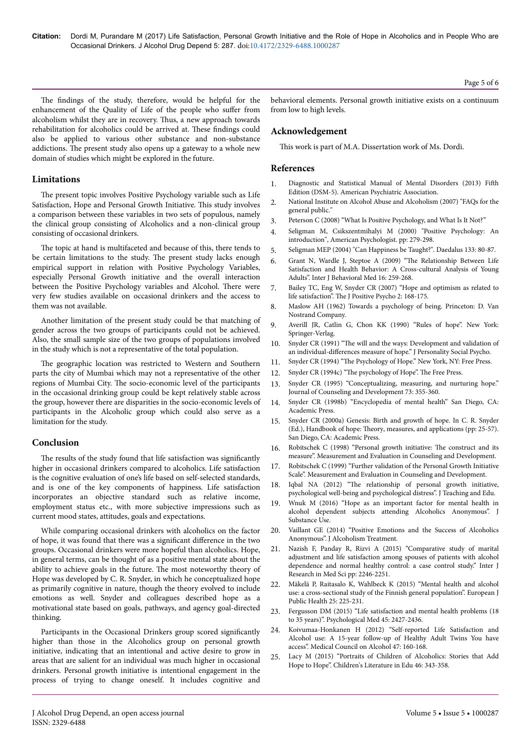The findings of the study, therefore, would be helpful for the enhancement of the Quality of Life of the people who suffer from alcoholism whilst they are in recovery. Thus, a new approach towards rehabilitation for alcoholics could be arrived at. These findings could also be applied to various other substance and non-substance addictions. The present study also opens up a gateway to a whole new domain of studies which might be explored in the future.

## Limitations

The present topic involves Positive Psychology variable such as Life Satisfaction, Hope and Personal Growth Initiative. This study involves a comparison between these variables in two sets of populous, namely the clinical group consisting of Alcoholics and a non-clinical group consisting of occasional drinkers.

The topic at hand is multifaceted and because of this, there tends to be certain limitations to the study. The present study lacks enough empirical support in relation with Positive Psychology Variables, especially Personal Growth initiative and the overall interaction between the Positive Psychology variables and Alcohol. There were very few studies available on occasional drinkers and the access to them was not available.

Another limitation of the present study could be that matching of gender across the two groups of participants could not be achieved. Also, the small sample size of the two groups of populations involved in the study which is not a representative of the total population.

The geographic location was restricted to Western and Southern parts the city of Mumbai which may not a representative of the other regions of Mumbai City. The socio-economic level of the participants in the occasional drinking group could be kept relatively stable across the group, however there are disparities in the socio-economic levels of participants in the Alcoholic group which could also serve as a limitation for the study.

## Conclusion

The results of the study found that life satisfaction was significantly higher in occasional drinkers compared to alcoholics. Life satisfaction is the cognitive evaluation of one's life based on self-selected standards, and is one of the key components of happiness. Life satisfaction incorporates an objective standard such as relative income, employment status etc., with more subjective impressions such as current mood states, attitudes, goals and expectations.

While comparing occasional drinkers with alcoholics on the factor of hope, it was found that there was a significant difference in the two groups. Occasional drinkers were more hopeful than alcoholics. Hope, in general terms, can be thought of as a positive mental state about the ability to achieve goals in the future. The most noteworthy theory of Hope was developed by C. R. Snyder, in which he conceptualized hope as primarily cognitive in nature, though the theory evolved to include emotions as well. Snyder and colleagues described hope as a motivational state based on goals, pathways, and agency goal-directed thinking.

Participants in the Occasional Drinkers group scored significantly higher than those in the Alcoholics group on personal growth initiative, indicating that an intentional and active desire to grow in areas that are salient for an individual was much higher in occasional drinkers. Personal growth initiative is intentional engagement in the process of trying to change oneself. It includes cognitive and behavioral elements. Personal growth initiative exists on a continuum from low to high levels.

## Acknowledgement

This work is part of M.A. Dissertation work of Ms. Dordi.

## References

1. Diagnostic and Statistical Manual of Mental Disorders (2013) Fifth Edition (DSM-5). American Psychiatric Association.
2. National Institute on Alcohol Abuse and Alcoholism (2007) "FAQs for the general public."
3. Peterson C (2008) "What Is Positive Psychology, and What Is It Not?"
4. Seligman M, Csikszentmihalyi M (2000) "Positive Psychology: An introduction", American Psychologist. pp: 279-298.
5. Seligman MEP (2004) "Can Happiness be Taught?". Daedalus 133: 80-87.
6. Grant N, Wardle J, Steptoe A (2009) "The Relationship Between Life Satisfaction and Health Behavior: A Cross-cultural Analysis of Young Adults". Inter J Behavioral Med 16: 259-268.
7. Bailey TC, Eng W, Snyder CR (2007) "Hope and optimism as related to life satisfaction". The J Positive Psycho 2: 168-175.
8. Maslow AH (1962) Towards a psychology of being. Princeton: D. Van Nostrand Company.
9. Averill JR, Catlin G, Chon KK (1990) "Rules of hope". New York: Springer-Verlag.
10. Snyder CR (1991) "The will and the ways: Development and validation of an individual-differences measure of hope." J Personality Social Psycho.
11. Snyder CR (1994) "The Psychology of Hope." New York, NY: Free Press.
12. Snyder CR (1994c) "The psychology of Hope". The Free Press.
13. Snyder CR (1995) "Conceptualizing, measuring, and nurturing hope." Journal of Counseling and Development 73: 355-360.
14. Snyder CR (1998b) "Encyclopedia of mental health" San Diego, CA: Academic Press.
15. Snyder CR (2000a) Genesis: Birth and growth of hope. In C. R. Snyder (Ed.), Handbook of hope: Theory, measures, and applications (pp: 25-57). San Diego, CA: Academic Press.
16. Robitschek C (1998) "Personal growth initiative: The construct and its measure". Measurement and Evaluation in Counseling and Development.
17. Robitschek C (1999) "Further validation of the Personal Growth Initiative Scale". Measurement and Evaluation in Counseling and Development.
18. Iqbal NA (2012) "The relationship of personal growth initiative, psychological well-being and psychological distress". J Teaching and Edu.
19. Wnuk M (2016) "Hope as an important factor for mental health in alcohol dependent subjects attending Alcoholics Anonymous". J Substance Use.
20. Vaillant GE (2014) "Positive Emotions and the Success of Alcoholics Anonymous". J Alcoholism Treatment.
21. Nazish F, Panday R, Rizvi A (2015) "Comparative study of marital adjustment and life satisfaction among spouses of patients with alcohol dependence and normal healthy control: a case control study." Inter J Research in Med Sci pp: 2246-2251.
22. Mäkelä P, Raitasalo K, Wahlbeck K (2015) "Mental health and alcohol use: a cross-sectional study of the Finnish general population". European J Public Health 25: 225-231.
23. Fergusson DM (2015) "Life satisfaction and mental health problems (18 to 35 years)". Psychological Med 45: 2427-2436.
24. Koivumaa-Honkanen H (2012) "Self-reported Life Satisfaction and Alcohol use: A 15-year follow-up of Healthy Adult Twins You have access". Medical Council on Alcohol 47: 160-168.
25. Lacy M (2015) "Portraits of Children of Alcoholics: Stories that Add Hope to Hope". Children's Literature in Edu 46: 343-358.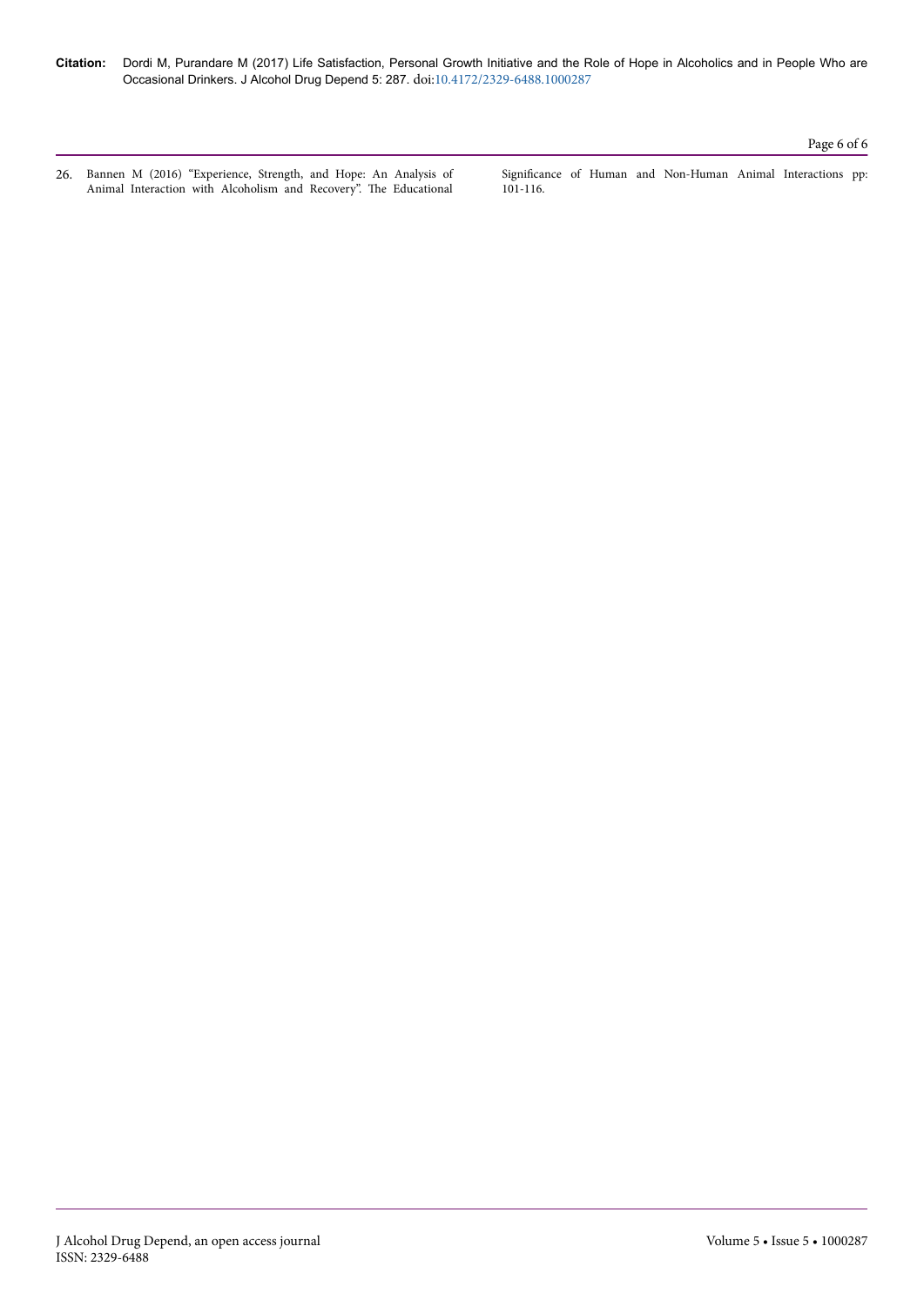26. Bannen M (2016) "Experience, Strength, and Hope: An Analysis of Animal Interaction with Alcoholism and Recovery". The Educational Significance of Human and Non-Human Animal Interactions pp: 101-116.